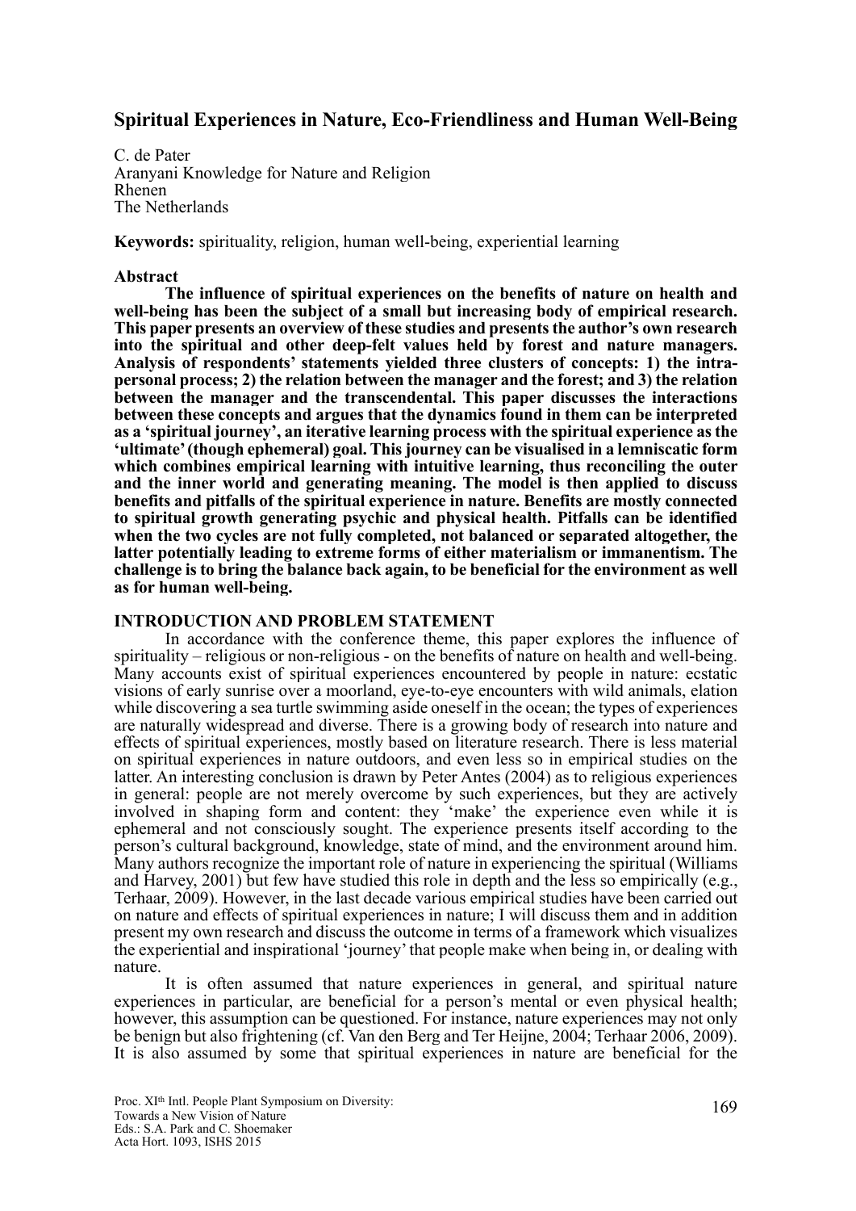# Spiritual Experiences in Nature, Eco-Friendliness and Human Well-Being

C. de Pater
Aranyani Knowledge for Nature and Religion
Rhenen
The Netherlands

**Keywords:** spirituality, religion, human well-being, experiential learning

## Abstract

**The influence of spiritual experiences on the benefits of nature on health and well-being has been the subject of a small but increasing body of empirical research. This paper presents an overview of these studies and presents the author's own research into the spiritual and other deep-felt values held by forest and nature managers. Analysis of respondents' statements yielded three clusters of concepts: 1) the intra-personal process; 2) the relation between the manager and the forest; and 3) the relation between the manager and the transcendental. This paper discusses the interactions between these concepts and argues that the dynamics found in them can be interpreted as a 'spiritual journey', an iterative learning process with the spiritual experience as the 'ultimate' (though ephemeral) goal. This journey can be visualised in a lemniscatic form which combines empirical learning with intuitive learning, thus reconciling the outer and the inner world and generating meaning. The model is then applied to discuss benefits and pitfalls of the spiritual experience in nature. Benefits are mostly connected to spiritual growth generating psychic and physical health. Pitfalls can be identified when the two cycles are not fully completed, not balanced or separated altogether, the latter potentially leading to extreme forms of either materialism or immanentism. The challenge is to bring the balance back again, to be beneficial for the environment as well as for human well-being.**

## INTRODUCTION AND PROBLEM STATEMENT

In accordance with the conference theme, this paper explores the influence of spirituality – religious or non-religious - on the benefits of nature on health and well-being. Many accounts exist of spiritual experiences encountered by people in nature: ecstatic visions of early sunrise over a moorland, eye-to-eye encounters with wild animals, elation while discovering a sea turtle swimming aside oneself in the ocean; the types of experiences are naturally widespread and diverse. There is a growing body of research into nature and effects of spiritual experiences, mostly based on literature research. There is less material on spiritual experiences in nature outdoors, and even less so in empirical studies on the latter. An interesting conclusion is drawn by Peter Antes (2004) as to religious experiences in general: people are not merely overcome by such experiences, but they are actively involved in shaping form and content: they 'make' the experience even while it is ephemeral and not consciously sought. The experience presents itself according to the person's cultural background, knowledge, state of mind, and the environment around him. Many authors recognize the important role of nature in experiencing the spiritual (Williams and Harvey, 2001) but few have studied this role in depth and the less so empirically (e.g., Terhaar, 2009). However, in the last decade various empirical studies have been carried out on nature and effects of spiritual experiences in nature; I will discuss them and in addition present my own research and discuss the outcome in terms of a framework which visualizes the experiential and inspirational 'journey' that people make when being in, or dealing with nature.

It is often assumed that nature experiences in general, and spiritual nature experiences in particular, are beneficial for a person's mental or even physical health; however, this assumption can be questioned. For instance, nature experiences may not only be benign but also frightening (cf. Van den Berg and Ter Heijne, 2004; Terhaar 2006, 2009). It is also assumed by some that spiritual experiences in nature are beneficial for the

Proc. XI[th] Intl. People Plant Symposium on Diversity:
Towards a New Vision of Nature
Eds.: S.A. Park and C. Shoemaker
Acta Hort. 1093, ISHS 2015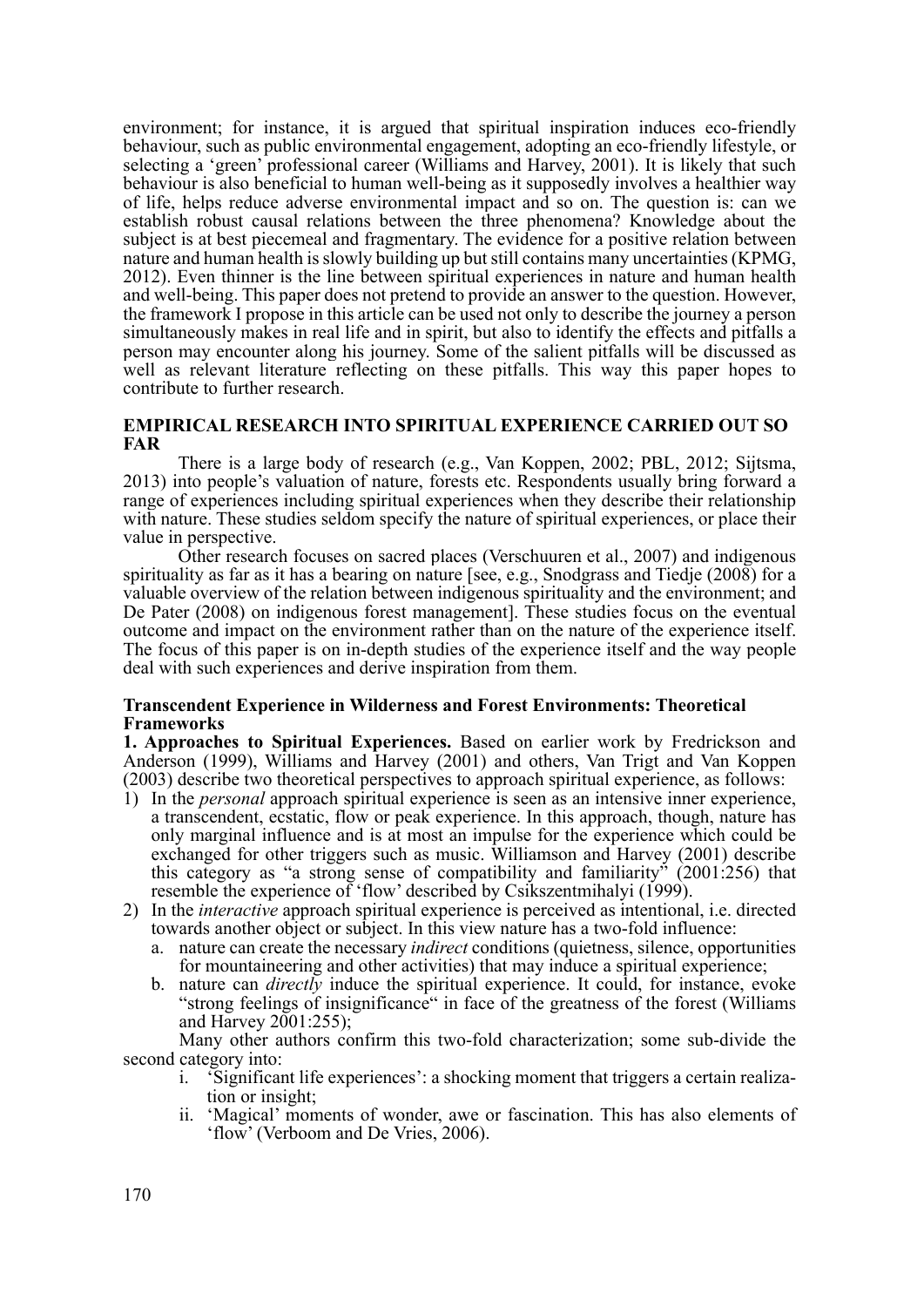environment; for instance, it is argued that spiritual inspiration induces eco-friendly behaviour, such as public environmental engagement, adopting an eco-friendly lifestyle, or selecting a 'green' professional career (Williams and Harvey, 2001). It is likely that such behaviour is also beneficial to human well-being as it supposedly involves a healthier way of life, helps reduce adverse environmental impact and so on. The question is: can we establish robust causal relations between the three phenomena? Knowledge about the subject is at best piecemeal and fragmentary. The evidence for a positive relation between nature and human health is slowly building up but still contains many uncertainties (KPMG, 2012). Even thinner is the line between spiritual experiences in nature and human health and well-being. This paper does not pretend to provide an answer to the question. However, the framework I propose in this article can be used not only to describe the journey a person simultaneously makes in real life and in spirit, but also to identify the effects and pitfalls a person may encounter along his journey. Some of the salient pitfalls will be discussed as well as relevant literature reflecting on these pitfalls. This way this paper hopes to contribute to further research.

## EMPIRICAL RESEARCH INTO SPIRITUAL EXPERIENCE CARRIED OUT SO FAR

There is a large body of research (e.g., Van Koppen, 2002; PBL, 2012; Sijtsma, 2013) into people's valuation of nature, forests etc. Respondents usually bring forward a range of experiences including spiritual experiences when they describe their relationship with nature. These studies seldom specify the nature of spiritual experiences, or place their value in perspective.

Other research focuses on sacred places (Verschuuren et al., 2007) and indigenous spirituality as far as it has a bearing on nature [see, e.g., Snodgrass and Tiedje (2008) for a valuable overview of the relation between indigenous spirituality and the environment; and De Pater (2008) on indigenous forest management]. These studies focus on the eventual outcome and impact on the environment rather than on the nature of the experience itself. The focus of this paper is on in-depth studies of the experience itself and the way people deal with such experiences and derive inspiration from them.

### Transcendent Experience in Wilderness and Forest Environments: Theoretical Frameworks

**1. Approaches to Spiritual Experiences.** Based on earlier work by Fredrickson and Anderson (1999), Williams and Harvey (2001) and others, Van Trigt and Van Koppen (2003) describe two theoretical perspectives to approach spiritual experience, as follows:

1) In the *personal* approach spiritual experience is seen as an intensive inner experience, a transcendent, ecstatic, flow or peak experience. In this approach, though, nature has only marginal influence and is at most an impulse for the experience which could be exchanged for other triggers such as music. Williamson and Harvey (2001) describe this category as "a strong sense of compatibility and familiarity" (2001:256) that resemble the experience of 'flow' described by Csikszentmihalyi (1999).
2) In the *interactive* approach spiritual experience is perceived as intentional, i.e. directed towards another object or subject. In this view nature has a two-fold influence:
   a. nature can create the necessary *indirect* conditions (quietness, silence, opportunities for mountaineering and other activities) that may induce a spiritual experience;
   b. nature can *directly* induce the spiritual experience. It could, for instance, evoke "strong feelings of insignificance" in face of the greatness of the forest (Williams and Harvey 2001:255);

Many other authors confirm this two-fold characterization; some sub-divide the second category into:

   i. 'Significant life experiences': a shocking moment that triggers a certain realization or insight;
   ii. 'Magical' moments of wonder, awe or fascination. This has also elements of 'flow' (Verboom and De Vries, 2006).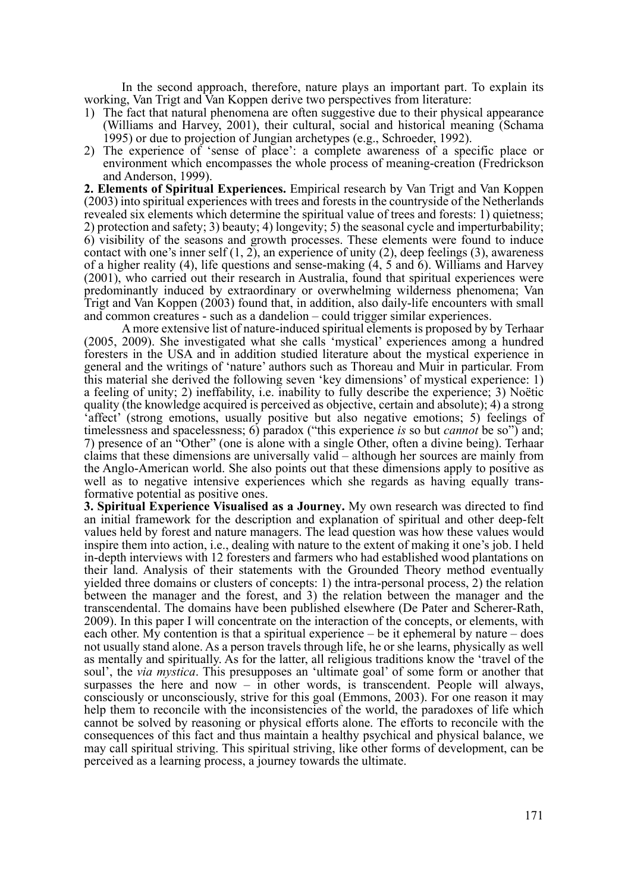In the second approach, therefore, nature plays an important part. To explain its working, Van Trigt and Van Koppen derive two perspectives from literature:

1) The fact that natural phenomena are often suggestive due to their physical appearance (Williams and Harvey, 2001), their cultural, social and historical meaning (Schama 1995) or due to projection of Jungian archetypes (e.g., Schroeder, 1992).
2) The experience of 'sense of place': a complete awareness of a specific place or environment which encompasses the whole process of meaning-creation (Fredrickson and Anderson, 1999).

**2. Elements of Spiritual Experiences.** Empirical research by Van Trigt and Van Koppen (2003) into spiritual experiences with trees and forests in the countryside of the Netherlands revealed six elements which determine the spiritual value of trees and forests: 1) quietness; 2) protection and safety; 3) beauty; 4) longevity; 5) the seasonal cycle and imperturbability; 6) visibility of the seasons and growth processes. These elements were found to induce contact with one's inner self (1, 2), an experience of unity (2), deep feelings (3), awareness of a higher reality (4), life questions and sense-making (4, 5 and 6). Williams and Harvey (2001), who carried out their research in Australia, found that spiritual experiences were predominantly induced by extraordinary or overwhelming wilderness phenomena; Van Trigt and Van Koppen (2003) found that, in addition, also daily-life encounters with small and common creatures - such as a dandelion – could trigger similar experiences.

A more extensive list of nature-induced spiritual elements is proposed by by Terhaar (2005, 2009). She investigated what she calls 'mystical' experiences among a hundred foresters in the USA and in addition studied literature about the mystical experience in general and the writings of 'nature' authors such as Thoreau and Muir in particular. From this material she derived the following seven 'key dimensions' of mystical experience: 1) a feeling of unity; 2) ineffability, i.e. inability to fully describe the experience; 3) Noëtic quality (the knowledge acquired is perceived as objective, certain and absolute); 4) a strong 'affect' (strong emotions, usually positive but also negative emotions; 5) feelings of timelessness and spacelessness; 6) paradox ("this experience *is* so but *cannot* be so") and; 7) presence of an "Other" (one is alone with a single Other, often a divine being). Terhaar claims that these dimensions are universally valid – although her sources are mainly from the Anglo-American world. She also points out that these dimensions apply to positive as well as to negative intensive experiences which she regards as having equally transformative potential as positive ones.

**3. Spiritual Experience Visualised as a Journey.** My own research was directed to find an initial framework for the description and explanation of spiritual and other deep-felt values held by forest and nature managers. The lead question was how these values would inspire them into action, i.e., dealing with nature to the extent of making it one's job. I held in-depth interviews with 12 foresters and farmers who had established wood plantations on their land. Analysis of their statements with the Grounded Theory method eventually yielded three domains or clusters of concepts: 1) the intra-personal process, 2) the relation between the manager and the forest, and 3) the relation between the manager and the transcendental. The domains have been published elsewhere (De Pater and Scherer-Rath, 2009). In this paper I will concentrate on the interaction of the concepts, or elements, with each other. My contention is that a spiritual experience – be it ephemeral by nature – does not usually stand alone. As a person travels through life, he or she learns, physically as well as mentally and spiritually. As for the latter, all religious traditions know the 'travel of the soul', the *via mystica*. This presupposes an 'ultimate goal' of some form or another that surpasses the here and now – in other words, is transcendent. People will always, consciously or unconsciously, strive for this goal (Emmons, 2003). For one reason it may help them to reconcile with the inconsistencies of the world, the paradoxes of life which cannot be solved by reasoning or physical efforts alone. The efforts to reconcile with the consequences of this fact and thus maintain a healthy psychical and physical balance, we may call spiritual striving. This spiritual striving, like other forms of development, can be perceived as a learning process, a journey towards the ultimate.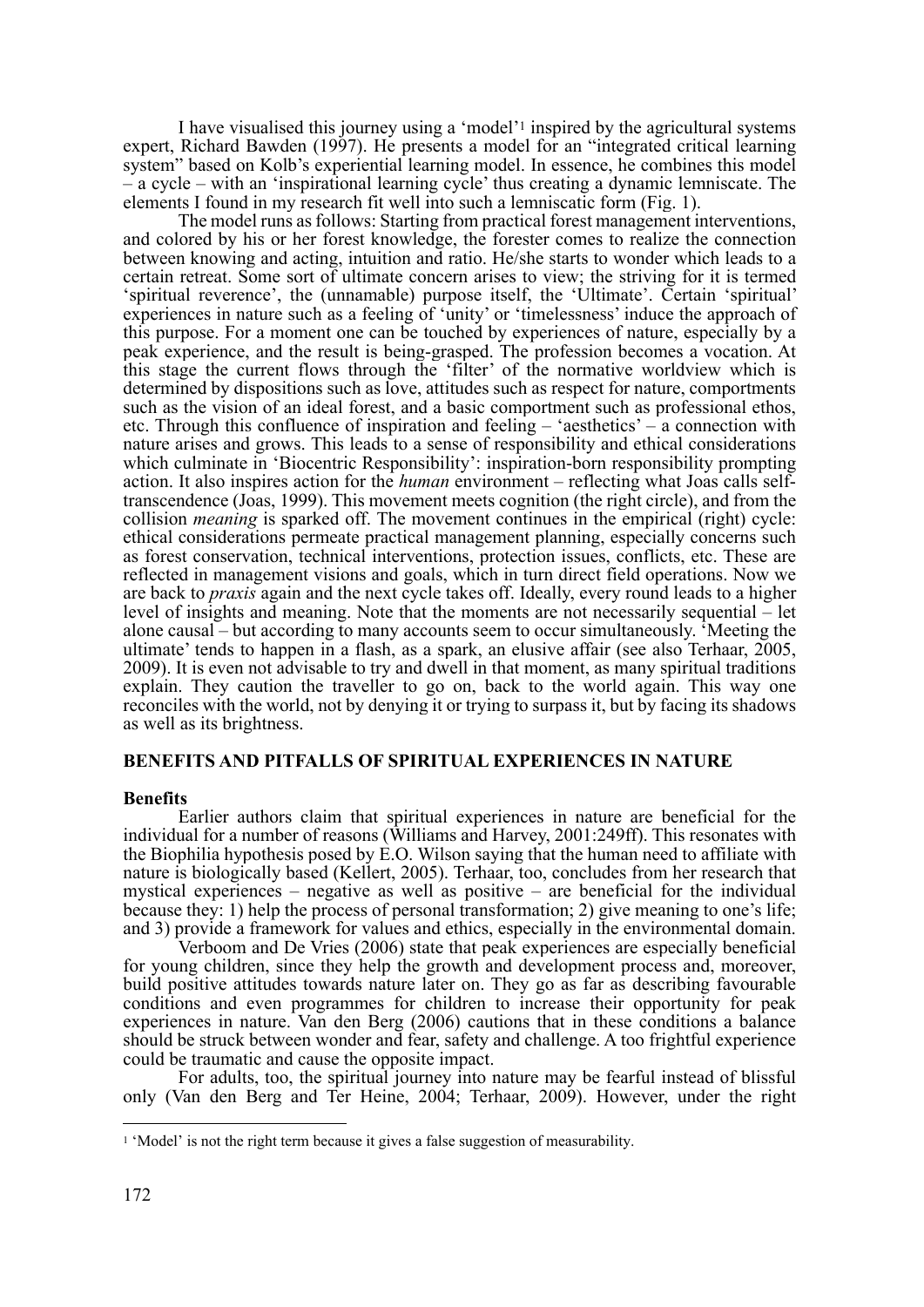I have visualised this journey using a 'model'[1] inspired by the agricultural systems expert, Richard Bawden (1997). He presents a model for an "integrated critical learning system" based on Kolb's experiential learning model. In essence, he combines this model – a cycle – with an 'inspirational learning cycle' thus creating a dynamic lemniscate. The elements I found in my research fit well into such a lemniscatic form (Fig. 1).

The model runs as follows: Starting from practical forest management interventions, and colored by his or her forest knowledge, the forester comes to realize the connection between knowing and acting, intuition and ratio. He/she starts to wonder which leads to a certain retreat. Some sort of ultimate concern arises to view; the striving for it is termed 'spiritual reverence', the (unnamable) purpose itself, the 'Ultimate'. Certain 'spiritual' experiences in nature such as a feeling of 'unity' or 'timelessness' induce the approach of this purpose. For a moment one can be touched by experiences of nature, especially by a peak experience, and the result is being-grasped. The profession becomes a vocation. At this stage the current flows through the 'filter' of the normative worldview which is determined by dispositions such as love, attitudes such as respect for nature, comportments such as the vision of an ideal forest, and a basic comportment such as professional ethos, etc. Through this confluence of inspiration and feeling – 'aesthetics' – a connection with nature arises and grows. This leads to a sense of responsibility and ethical considerations which culminate in 'Biocentric Responsibility': inspiration-born responsibility prompting action. It also inspires action for the *human* environment – reflecting what Joas calls self-transcendence (Joas, 1999). This movement meets cognition (the right circle), and from the collision *meaning* is sparked off. The movement continues in the empirical (right) cycle: ethical considerations permeate practical management planning, especially concerns such as forest conservation, technical interventions, protection issues, conflicts, etc. These are reflected in management visions and goals, which in turn direct field operations. Now we are back to *praxis* again and the next cycle takes off. Ideally, every round leads to a higher level of insights and meaning. Note that the moments are not necessarily sequential – let alone causal – but according to many accounts seem to occur simultaneously. 'Meeting the ultimate' tends to happen in a flash, as a spark, an elusive affair (see also Terhaar, 2005, 2009). It is even not advisable to try and dwell in that moment, as many spiritual traditions explain. They caution the traveller to go on, back to the world again. This way one reconciles with the world, not by denying it or trying to surpass it, but by facing its shadows as well as its brightness.

## BENEFITS AND PITFALLS OF SPIRITUAL EXPERIENCES IN NATURE

### Benefits

Earlier authors claim that spiritual experiences in nature are beneficial for the individual for a number of reasons (Williams and Harvey, 2001:249ff). This resonates with the Biophilia hypothesis posed by E.O. Wilson saying that the human need to affiliate with nature is biologically based (Kellert, 2005). Terhaar, too, concludes from her research that mystical experiences – negative as well as positive – are beneficial for the individual because they: 1) help the process of personal transformation; 2) give meaning to one's life; and 3) provide a framework for values and ethics, especially in the environmental domain.

Verboom and De Vries (2006) state that peak experiences are especially beneficial for young children, since they help the growth and development process and, moreover, build positive attitudes towards nature later on. They go as far as describing favourable conditions and even programmes for children to increase their opportunity for peak experiences in nature. Van den Berg (2006) cautions that in these conditions a balance should be struck between wonder and fear, safety and challenge. A too frightful experience could be traumatic and cause the opposite impact.

For adults, too, the spiritual journey into nature may be fearful instead of blissful only (Van den Berg and Ter Heine, 2004; Terhaar, 2009). However, under the right

[1] 'Model' is not the right term because it gives a false suggestion of measurability.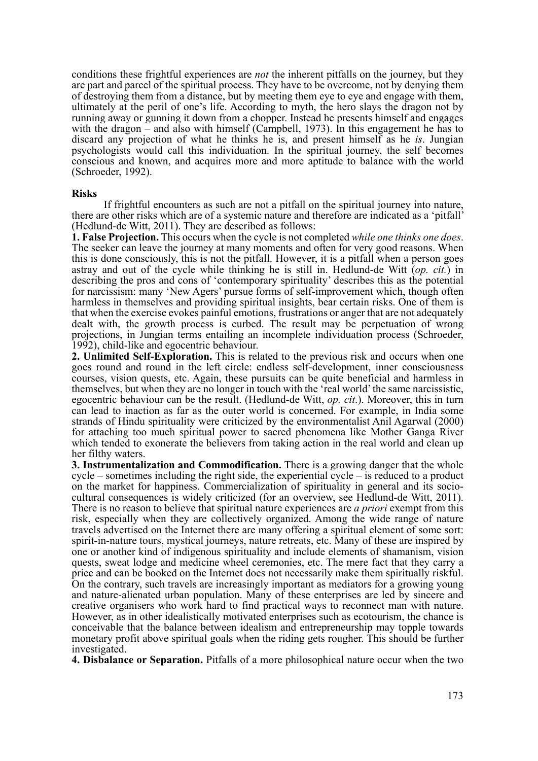conditions these frightful experiences are *not* the inherent pitfalls on the journey, but they are part and parcel of the spiritual process. They have to be overcome, not by denying them of destroying them from a distance, but by meeting them eye to eye and engage with them, ultimately at the peril of one's life. According to myth, the hero slays the dragon not by running away or gunning it down from a chopper. Instead he presents himself and engages with the dragon – and also with himself (Campbell, 1973). In this engagement he has to discard any projection of what he thinks he is, and present himself as he *is*. Jungian psychologists would call this individuation. In the spiritual journey, the self becomes conscious and known, and acquires more and more aptitude to balance with the world (Schroeder, 1992).

**Risks**

If frightful encounters as such are not a pitfall on the spiritual journey into nature, there are other risks which are of a systemic nature and therefore are indicated as a 'pitfall' (Hedlund-de Witt, 2011). They are described as follows:

**1. False Projection.** This occurs when the cycle is not completed *while one thinks one does*. The seeker can leave the journey at many moments and often for very good reasons. When this is done consciously, this is not the pitfall. However, it is a pitfall when a person goes astray and out of the cycle while thinking he is still in. Hedlund-de Witt (*op. cit.*) in describing the pros and cons of 'contemporary spirituality' describes this as the potential for narcissism: many 'New Agers' pursue forms of self-improvement which, though often harmless in themselves and providing spiritual insights, bear certain risks. One of them is that when the exercise evokes painful emotions, frustrations or anger that are not adequately dealt with, the growth process is curbed. The result may be perpetuation of wrong projections, in Jungian terms entailing an incomplete individuation process (Schroeder, 1992), child-like and egocentric behaviour.

**2. Unlimited Self-Exploration.** This is related to the previous risk and occurs when one goes round and round in the left circle: endless self-development, inner consciousness courses, vision quests, etc. Again, these pursuits can be quite beneficial and harmless in themselves, but when they are no longer in touch with the 'real world' the same narcissistic, egocentric behaviour can be the result. (Hedlund-de Witt, *op. cit*.). Moreover, this in turn can lead to inaction as far as the outer world is concerned. For example, in India some strands of Hindu spirituality were criticized by the environmentalist Anil Agarwal (2000) for attaching too much spiritual power to sacred phenomena like Mother Ganga River which tended to exonerate the believers from taking action in the real world and clean up her filthy waters.

**3. Instrumentalization and Commodification.** There is a growing danger that the whole cycle – sometimes including the right side, the experiential cycle – is reduced to a product on the market for happiness. Commercialization of spirituality in general and its socio-cultural consequences is widely criticized (for an overview, see Hedlund-de Witt, 2011). There is no reason to believe that spiritual nature experiences are *a priori* exempt from this risk, especially when they are collectively organized. Among the wide range of nature travels advertised on the Internet there are many offering a spiritual element of some sort: spirit-in-nature tours, mystical journeys, nature retreats, etc. Many of these are inspired by one or another kind of indigenous spirituality and include elements of shamanism, vision quests, sweat lodge and medicine wheel ceremonies, etc. The mere fact that they carry a price and can be booked on the Internet does not necessarily make them spiritually riskful. On the contrary, such travels are increasingly important as mediators for a growing young and nature-alienated urban population. Many of these enterprises are led by sincere and creative organisers who work hard to find practical ways to reconnect man with nature. However, as in other idealistically motivated enterprises such as ecotourism, the chance is conceivable that the balance between idealism and entrepreneurship may topple towards monetary profit above spiritual goals when the riding gets rougher. This should be further investigated.

**4. Disbalance or Separation.** Pitfalls of a more philosophical nature occur when the two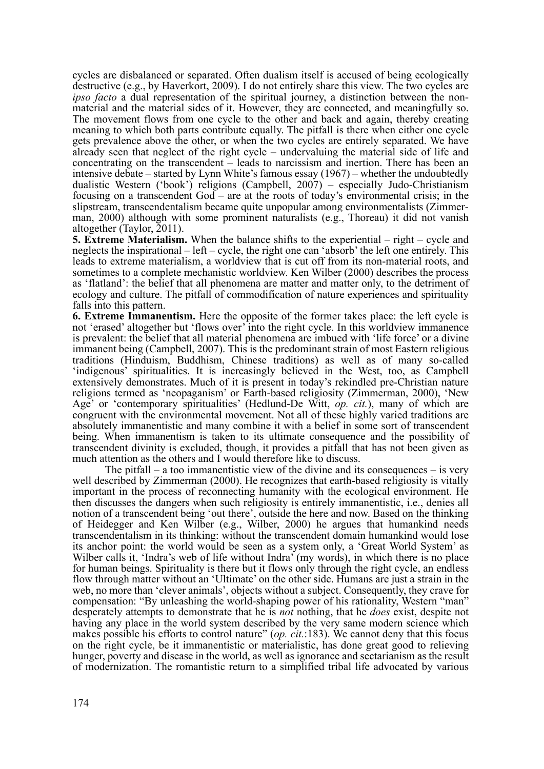cycles are disbalanced or separated. Often dualism itself is accused of being ecologically destructive (e.g., by Haverkort, 2009). I do not entirely share this view. The two cycles are *ipso facto* a dual representation of the spiritual journey, a distinction between the non-material and the material sides of it. However, they are connected, and meaningfully so. The movement flows from one cycle to the other and back and again, thereby creating meaning to which both parts contribute equally. The pitfall is there when either one cycle gets prevalence above the other, or when the two cycles are entirely separated. We have already seen that neglect of the right cycle – undervaluing the material side of life and concentrating on the transcendent – leads to narcissism and inertion. There has been an intensive debate – started by Lynn White's famous essay (1967) – whether the undoubtedly dualistic Western ('book') religions (Campbell, 2007) – especially Judo-Christianism focusing on a transcendent God – are at the roots of today's environmental crisis; in the slipstream, transcendentalism became quite unpopular among environmentalists (Zimmerman, 2000) although with some prominent naturalists (e.g., Thoreau) it did not vanish altogether (Taylor, 2011).

**5. Extreme Materialism.** When the balance shifts to the experiential – right – cycle and neglects the inspirational – left – cycle, the right one can 'absorb' the left one entirely. This leads to extreme materialism, a worldview that is cut off from its non-material roots, and sometimes to a complete mechanistic worldview. Ken Wilber (2000) describes the process as 'flatland': the belief that all phenomena are matter and matter only, to the detriment of ecology and culture. The pitfall of commodification of nature experiences and spirituality falls into this pattern.

**6. Extreme Immanentism.** Here the opposite of the former takes place: the left cycle is not 'erased' altogether but 'flows over' into the right cycle. In this worldview immanence is prevalent: the belief that all material phenomena are imbued with 'life force' or a divine immanent being (Campbell, 2007). This is the predominant strain of most Eastern religious traditions (Hinduism, Buddhism, Chinese traditions) as well as of many so-called 'indigenous' spiritualities. It is increasingly believed in the West, too, as Campbell extensively demonstrates. Much of it is present in today's rekindled pre-Christian nature religions termed as 'neopaganism' or Earth-based religiosity (Zimmerman, 2000), 'New Age' or 'contemporary spiritualities' (Hedlund-De Witt, *op. cit.*), many of which are congruent with the environmental movement. Not all of these highly varied traditions are absolutely immanentistic and many combine it with a belief in some sort of transcendent being. When immanentism is taken to its ultimate consequence and the possibility of transcendent divinity is excluded, though, it provides a pitfall that has not been given as much attention as the others and I would therefore like to discuss.

The pitfall – a too immanentistic view of the divine and its consequences – is very well described by Zimmerman (2000). He recognizes that earth-based religiosity is vitally important in the process of reconnecting humanity with the ecological environment. He then discusses the dangers when such religiosity is entirely immanentistic, i.e., denies all notion of a transcendent being 'out there', outside the here and now. Based on the thinking of Heidegger and Ken Wilber (e.g., Wilber, 2000) he argues that humankind needs transcendentalism in its thinking: without the transcendent domain humankind would lose its anchor point: the world would be seen as a system only, a 'Great World System' as Wilber calls it, 'Indra's web of life without Indra' (my words), in which there is no place for human beings. Spirituality is there but it flows only through the right cycle, an endless flow through matter without an 'Ultimate' on the other side. Humans are just a strain in the web, no more than 'clever animals', objects without a subject. Consequently, they crave for compensation: "By unleashing the world-shaping power of his rationality, Western "man" desperately attempts to demonstrate that he is *not* nothing, that he *does* exist, despite not having any place in the world system described by the very same modern science which makes possible his efforts to control nature" (*op. cit.*:183). We cannot deny that this focus on the right cycle, be it immanentistic or materialistic, has done great good to relieving hunger, poverty and disease in the world, as well as ignorance and sectarianism as the result of modernization. The romantistic return to a simplified tribal life advocated by various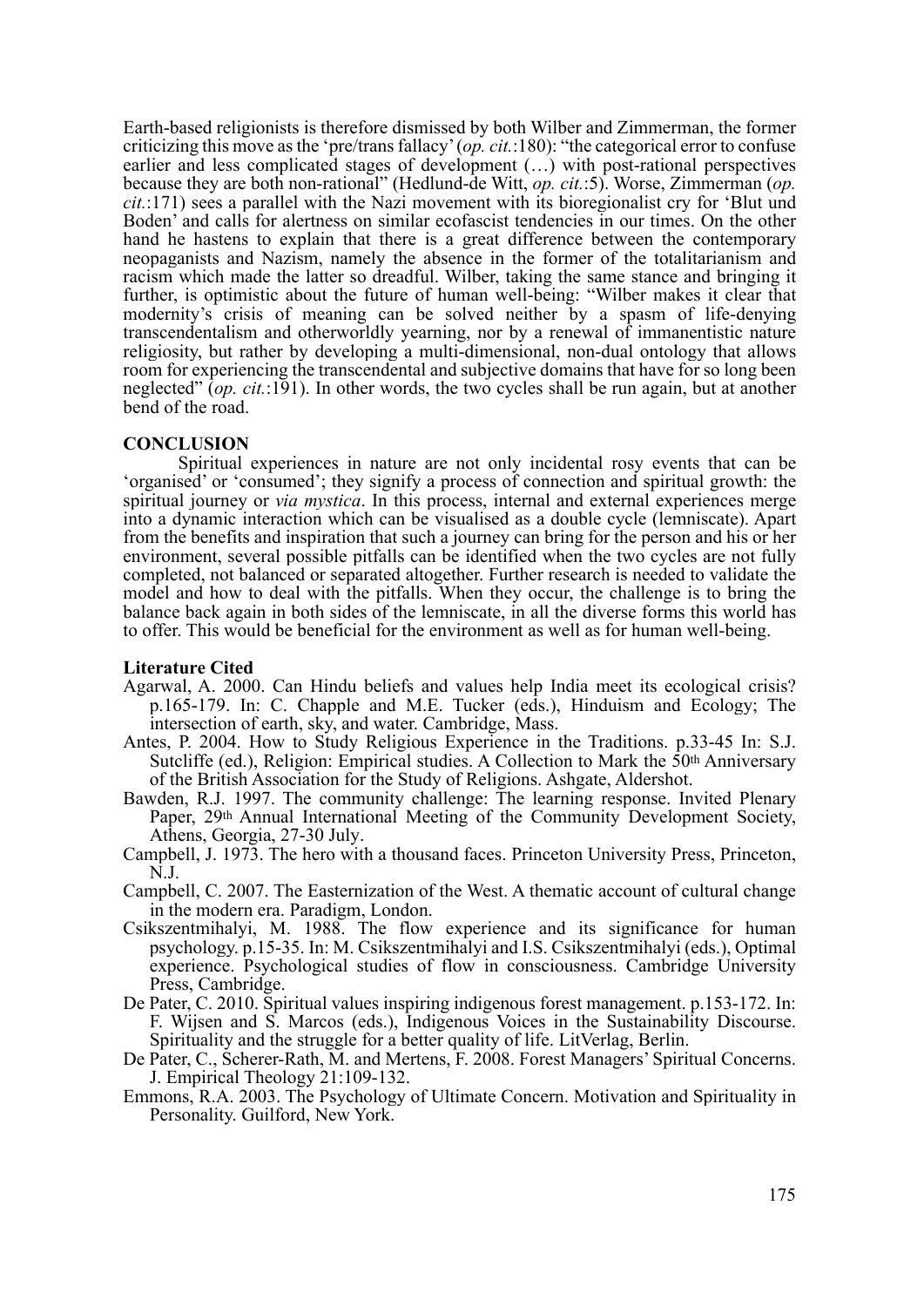Earth-based religionists is therefore dismissed by both Wilber and Zimmerman, the former criticizing this move as the 'pre/trans fallacy' (*op. cit.*:180): "the categorical error to confuse earlier and less complicated stages of development (…) with post-rational perspectives because they are both non-rational" (Hedlund-de Witt, *op. cit.*:5). Worse, Zimmerman (*op. cit.*:171) sees a parallel with the Nazi movement with its bioregionalist cry for 'Blut und Boden' and calls for alertness on similar ecofascist tendencies in our times. On the other hand he hastens to explain that there is a great difference between the contemporary neopaganists and Nazism, namely the absence in the former of the totalitarianism and racism which made the latter so dreadful. Wilber, taking the same stance and bringing it further, is optimistic about the future of human well-being: "Wilber makes it clear that modernity's crisis of meaning can be solved neither by a spasm of life-denying transcendentalism and otherworldly yearning, nor by a renewal of immanentistic nature religiosity, but rather by developing a multi-dimensional, non-dual ontology that allows room for experiencing the transcendental and subjective domains that have for so long been neglected" (*op. cit.*:191). In other words, the two cycles shall be run again, but at another bend of the road.

## CONCLUSION

Spiritual experiences in nature are not only incidental rosy events that can be 'organised' or 'consumed'; they signify a process of connection and spiritual growth: the spiritual journey or *via mystica*. In this process, internal and external experiences merge into a dynamic interaction which can be visualised as a double cycle (lemniscate). Apart from the benefits and inspiration that such a journey can bring for the person and his or her environment, several possible pitfalls can be identified when the two cycles are not fully completed, not balanced or separated altogether. Further research is needed to validate the model and how to deal with the pitfalls. When they occur, the challenge is to bring the balance back again in both sides of the lemniscate, in all the diverse forms this world has to offer. This would be beneficial for the environment as well as for human well-being.

### Literature Cited

Agarwal, A. 2000. Can Hindu beliefs and values help India meet its ecological crisis? p.165-179. In: C. Chapple and M.E. Tucker (eds.), Hinduism and Ecology; The intersection of earth, sky, and water. Cambridge, Mass.

Antes, P. 2004. How to Study Religious Experience in the Traditions. p.33-45 In: S.J. Sutcliffe (ed.), Religion: Empirical studies. A Collection to Mark the 50th Anniversary of the British Association for the Study of Religions. Ashgate, Aldershot.

Bawden, R.J. 1997. The community challenge: The learning response. Invited Plenary Paper, 29th Annual International Meeting of the Community Development Society, Athens, Georgia, 27-30 July.

Campbell, J. 1973. The hero with a thousand faces. Princeton University Press, Princeton, N.J.

Campbell, C. 2007. The Easternization of the West. A thematic account of cultural change in the modern era. Paradigm, London.

Csikszentmihalyi, M. 1988. The flow experience and its significance for human psychology. p.15-35. In: M. Csikszentmihalyi and I.S. Csikszentmihalyi (eds.), Optimal experience. Psychological studies of flow in consciousness. Cambridge University Press, Cambridge.

De Pater, C. 2010. Spiritual values inspiring indigenous forest management. p.153-172. In: F. Wijsen and S. Marcos (eds.), Indigenous Voices in the Sustainability Discourse. Spirituality and the struggle for a better quality of life. LitVerlag, Berlin.

De Pater, C., Scherer-Rath, M. and Mertens, F. 2008. Forest Managers' Spiritual Concerns. J. Empirical Theology 21:109-132.

Emmons, R.A. 2003. The Psychology of Ultimate Concern. Motivation and Spirituality in Personality. Guilford, New York.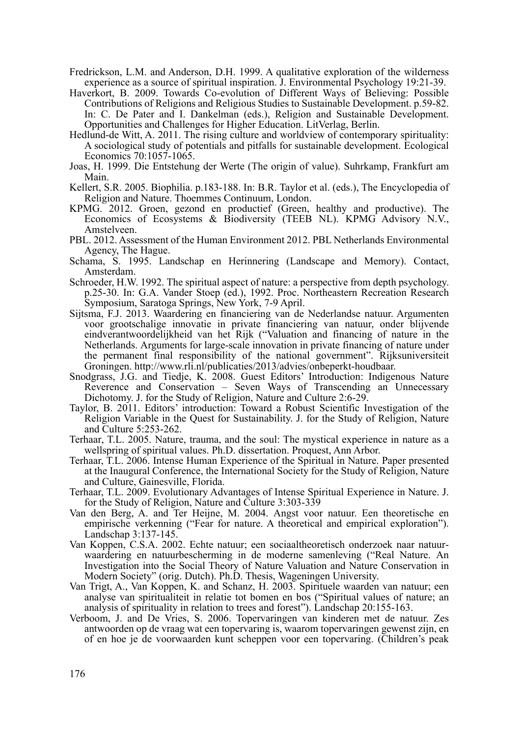Fredrickson, L.M. and Anderson, D.H. 1999. A qualitative exploration of the wilderness experience as a source of spiritual inspiration. J. Environmental Psychology 19:21-39.

Haverkort, B. 2009. Towards Co-evolution of Different Ways of Believing: Possible Contributions of Religions and Religious Studies to Sustainable Development. p.59-82. In: C. De Pater and I. Dankelman (eds.), Religion and Sustainable Development. Opportunities and Challenges for Higher Education. LitVerlag, Berlin.

Hedlund-de Witt, A. 2011. The rising culture and worldview of contemporary spirituality: A sociological study of potentials and pitfalls for sustainable development. Ecological Economics 70:1057-1065.

Joas, H. 1999. Die Entstehung der Werte (The origin of value). Suhrkamp, Frankfurt am Main.

Kellert, S.R. 2005. Biophilia. p.183-188. In: B.R. Taylor et al. (eds.), The Encyclopedia of Religion and Nature. Thoemmes Continuum, London.

KPMG. 2012. Groen, gezond en productief (Green, healthy and productive). The Economics of Ecosystems & Biodiversity (TEEB NL). KPMG Advisory N.V., Amstelveen.

PBL. 2012. Assessment of the Human Environment 2012. PBL Netherlands Environmental Agency, The Hague.

Schama, S. 1995. Landschap en Herinnering (Landscape and Memory). Contact, Amsterdam.

Schroeder, H.W. 1992. The spiritual aspect of nature: a perspective from depth psychology. p.25-30. In: G.A. Vander Stoep (ed.), 1992. Proc. Northeastern Recreation Research Symposium, Saratoga Springs, New York, 7-9 April.

Sijtsma, F.J. 2013. Waardering en financiering van de Nederlandse natuur. Argumenten voor grootschalige innovatie in private financiering van natuur, onder blijvende eindverantwoordelijkheid van het Rijk ("Valuation and financing of nature in the Netherlands. Arguments for large-scale innovation in private financing of nature under the permanent final responsibility of the national government". Rijksuniversiteit Groningen. http://www.rli.nl/publicaties/2013/advies/onbeperkt-houdbaar.

Snodgrass, J.G. and Tiedje, K. 2008. Guest Editors' Introduction: Indigenous Nature Reverence and Conservation – Seven Ways of Transcending an Unnecessary Dichotomy. J. for the Study of Religion, Nature and Culture 2:6-29.

Taylor, B. 2011. Editors' introduction: Toward a Robust Scientific Investigation of the Religion Variable in the Quest for Sustainability. J. for the Study of Religion, Nature and Culture 5:253-262.

Terhaar, T.L. 2005. Nature, trauma, and the soul: The mystical experience in nature as a wellspring of spiritual values. Ph.D. dissertation. Proquest, Ann Arbor.

Terhaar, T.L. 2006. Intense Human Experience of the Spiritual in Nature. Paper presented at the Inaugural Conference, the International Society for the Study of Religion, Nature and Culture, Gainesville, Florida.

Terhaar, T.L. 2009. Evolutionary Advantages of Intense Spiritual Experience in Nature. J. for the Study of Religion, Nature and Culture 3:303-339

Van den Berg, A. and Ter Heijne, M. 2004. Angst voor natuur. Een theoretische en empirische verkenning ("Fear for nature. A theoretical and empirical exploration"). Landschap 3:137-145.

Van Koppen, C.S.A. 2002. Echte natuur; een sociaaltheoretisch onderzoek naar natuurwaardering en natuurbescherming in de moderne samenleving ("Real Nature. An Investigation into the Social Theory of Nature Valuation and Nature Conservation in Modern Society" (orig. Dutch). Ph.D. Thesis, Wageningen University.

Van Trigt, A., Van Koppen, K. and Schanz, H. 2003. Spirituele waarden van natuur; een analyse van spiritualiteit in relatie tot bomen en bos ("Spiritual values of nature; an analysis of spirituality in relation to trees and forest"). Landschap 20:155-163.

Verboom, J. and De Vries, S. 2006. Topervaringen van kinderen met de natuur. Zes antwoorden op de vraag wat een topervaring is, waarom topervaringen gewenst zijn, en of en hoe je de voorwaarden kunt scheppen voor een topervaring. (Children's peak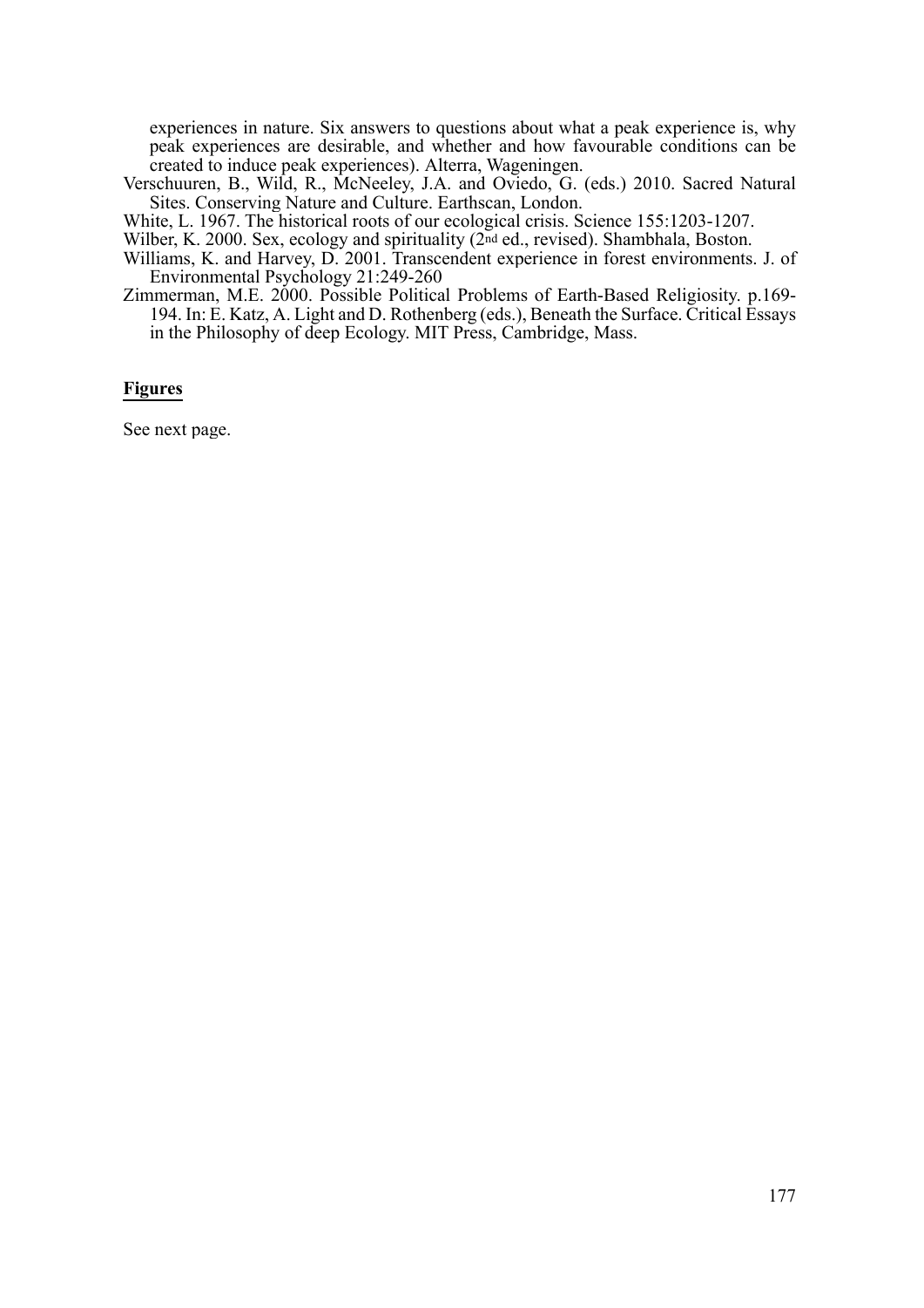experiences in nature. Six answers to questions about what a peak experience is, why peak experiences are desirable, and whether and how favourable conditions can be created to induce peak experiences). Alterra, Wageningen.

Verschuuren, B., Wild, R., McNeeley, J.A. and Oviedo, G. (eds.) 2010. Sacred Natural Sites. Conserving Nature and Culture. Earthscan, London.

White, L. 1967. The historical roots of our ecological crisis. Science 155:1203-1207.

Wilber, K. 2000. Sex, ecology and spirituality (2nd ed., revised). Shambhala, Boston.

Williams, K. and Harvey, D. 2001. Transcendent experience in forest environments. J. of Environmental Psychology 21:249-260

Zimmerman, M.E. 2000. Possible Political Problems of Earth-Based Religiosity. p.169-194. In: E. Katz, A. Light and D. Rothenberg (eds.), Beneath the Surface. Critical Essays in the Philosophy of deep Ecology. MIT Press, Cambridge, Mass.

## Figures

See next page.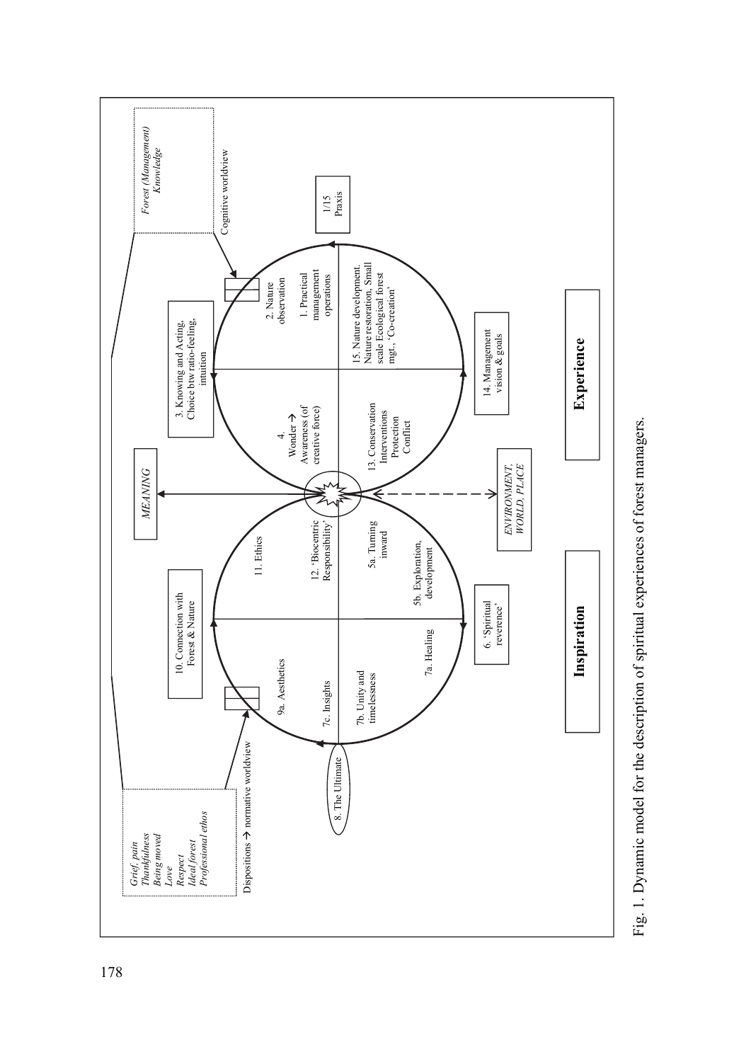Grief, pain
Thankfulness
Being moved
Love
Respect
Ideal forest
Professional ethos

Dispositions → normative worldview

Forest (Management) Knowledge

Cognitive worldview

MEANING

ENVIRONMENT, WORLD, PLACE

1/15 Praxis

1. Practical management operations

2. Nature observation

3. Knowing and Acting, Choice btw ratio-feeling, intuition

4. Wonder → Awareness (of creative force)

5a. Turning inward

5b. Exploration, development

6. 'Spiritual reverence'

7a. Healing

7b. Unity and timelessness

7c. Insights

8. The Ultimate

9a. Aesthetics

10. Connection with Forest & Nature

11. Ethics

12. 'Biocentric Responsibility'

13. Conservation Interventions Protection Conflict

14. Management vision & goals

15. Nature development. Nature restoration, Small scale Ecological forest mgt., 'Co-creation'

Inspiration

Experience

Fig. 1. Dynamic model for the description of spiritual experiences of forest managers.